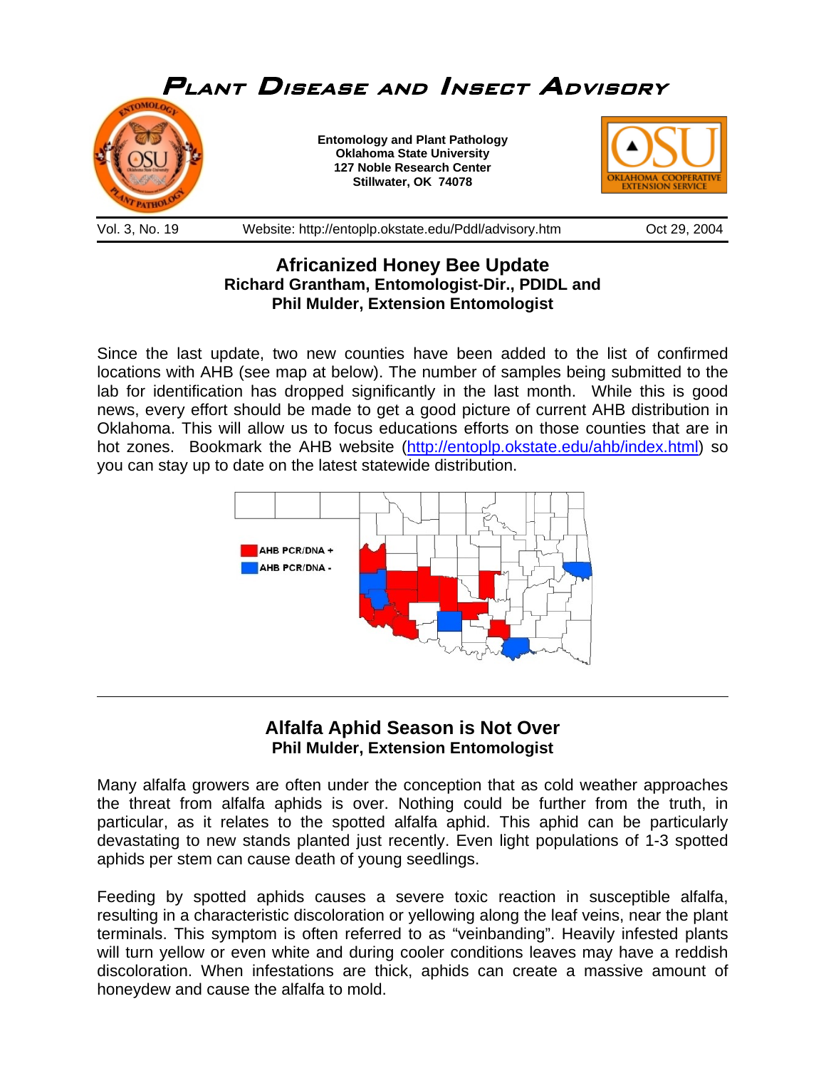# Plant Disease and Insect Advisory

**Entomology and Plant Pathology**
**Oklahoma State University**
**127 Noble Research Center**
**Stillwater, OK 74078**

Vol. 3, No. 19 Website: http://entoplp.okstate.edu/Pddl/advisory.htm Oct 29, 2004

## Africanized Honey Bee Update

**Richard Grantham, Entomologist-Dir., PDIDL and**
**Phil Mulder, Extension Entomologist**

Since the last update, two new counties have been added to the list of confirmed locations with AHB (see map at below). The number of samples being submitted to the lab for identification has dropped significantly in the last month. While this is good news, every effort should be made to get a good picture of current AHB distribution in Oklahoma. This will allow us to focus educations efforts on those counties that are in hot zones. Bookmark the AHB website (http://entoplp.okstate.edu/ahb/index.html) so you can stay up to date on the latest statewide distribution.

AHB PCR/DNA +
AHB PCR/DNA -

## Alfalfa Aphid Season is Not Over

**Phil Mulder, Extension Entomologist**

Many alfalfa growers are often under the conception that as cold weather approaches the threat from alfalfa aphids is over. Nothing could be further from the truth, in particular, as it relates to the spotted alfalfa aphid. This aphid can be particularly devastating to new stands planted just recently. Even light populations of 1-3 spotted aphids per stem can cause death of young seedlings.

Feeding by spotted aphids causes a severe toxic reaction in susceptible alfalfa, resulting in a characteristic discoloration or yellowing along the leaf veins, near the plant terminals. This symptom is often referred to as "veinbanding". Heavily infested plants will turn yellow or even white and during cooler conditions leaves may have a reddish discoloration. When infestations are thick, aphids can create a massive amount of honeydew and cause the alfalfa to mold.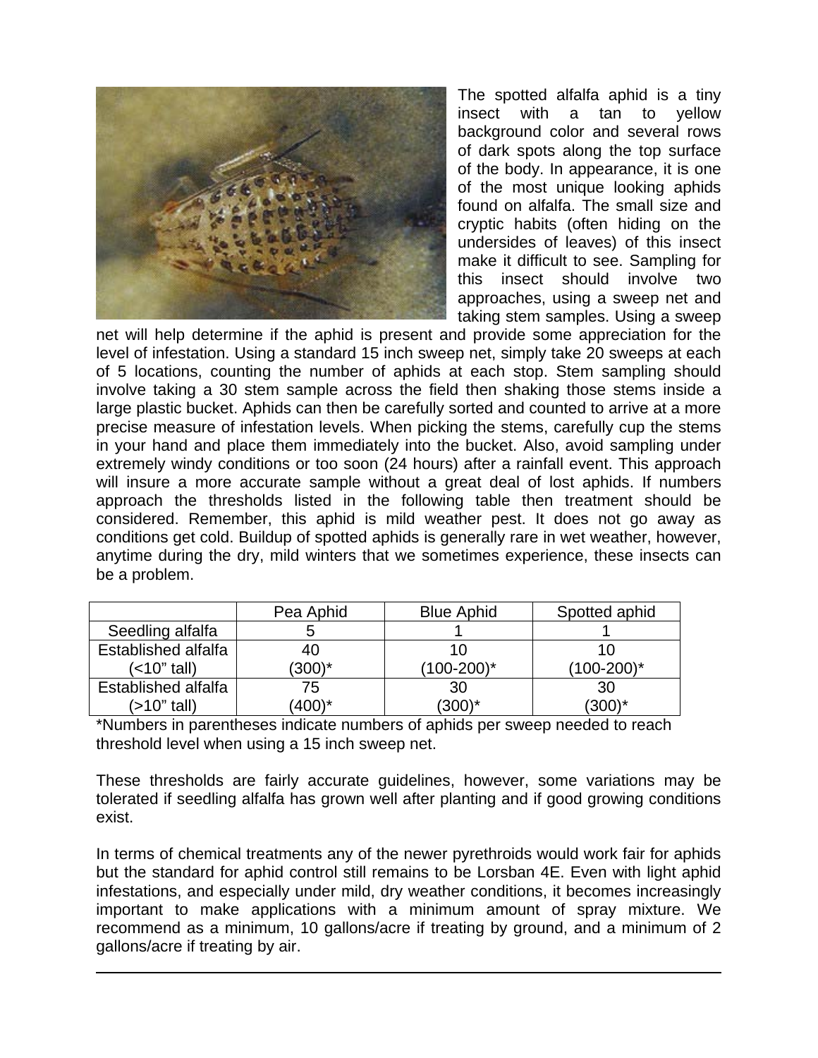The spotted alfalfa aphid is a tiny insect with a tan to yellow background color and several rows of dark spots along the top surface of the body. In appearance, it is one of the most unique looking aphids found on alfalfa. The small size and cryptic habits (often hiding on the undersides of leaves) of this insect make it difficult to see. Sampling for this insect should involve two approaches, using a sweep net and taking stem samples. Using a sweep net will help determine if the aphid is present and provide some appreciation for the level of infestation. Using a standard 15 inch sweep net, simply take 20 sweeps at each of 5 locations, counting the number of aphids at each stop. Stem sampling should involve taking a 30 stem sample across the field then shaking those stems inside a large plastic bucket. Aphids can then be carefully sorted and counted to arrive at a more precise measure of infestation levels. When picking the stems, carefully cup the stems in your hand and place them immediately into the bucket. Also, avoid sampling under extremely windy conditions or too soon (24 hours) after a rainfall event. This approach will insure a more accurate sample without a great deal of lost aphids. If numbers approach the thresholds listed in the following table then treatment should be considered. Remember, this aphid is mild weather pest. It does not go away as conditions get cold. Buildup of spotted aphids is generally rare in wet weather, however, anytime during the dry, mild winters that we sometimes experience, these insects can be a problem.

| | Pea Aphid | Blue Aphid | Spotted aphid |
|---|---|---|---|
| Seedling alfalfa | 5 | 1 | 1 |
| Established alfalfa (<10" tall) | 40 (300)* | 10 (100-200)* | 10 (100-200)* |
| Established alfalfa (>10" tall) | 75 (400)* | 30 (300)* | 30 (300)* |

*Numbers in parentheses indicate numbers of aphids per sweep needed to reach threshold level when using a 15 inch sweep net.

These thresholds are fairly accurate guidelines, however, some variations may be tolerated if seedling alfalfa has grown well after planting and if good growing conditions exist.

In terms of chemical treatments any of the newer pyrethroids would work fair for aphids but the standard for aphid control still remains to be Lorsban 4E. Even with light aphid infestations, and especially under mild, dry weather conditions, it becomes increasingly important to make applications with a minimum amount of spray mixture. We recommend as a minimum, 10 gallons/acre if treating by ground, and a minimum of 2 gallons/acre if treating by air.

---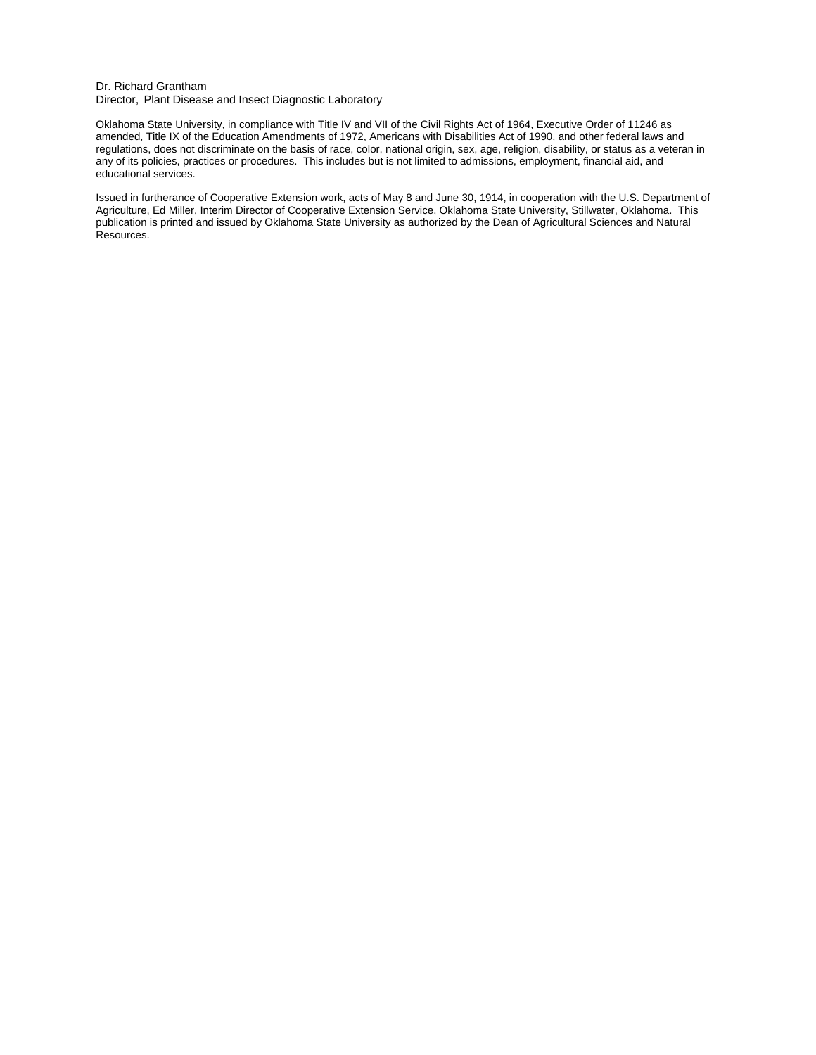Dr. Richard Grantham
Director, Plant Disease and Insect Diagnostic Laboratory

Oklahoma State University, in compliance with Title IV and VII of the Civil Rights Act of 1964, Executive Order of 11246 as amended, Title IX of the Education Amendments of 1972, Americans with Disabilities Act of 1990, and other federal laws and regulations, does not discriminate on the basis of race, color, national origin, sex, age, religion, disability, or status as a veteran in any of its policies, practices or procedures. This includes but is not limited to admissions, employment, financial aid, and educational services.

Issued in furtherance of Cooperative Extension work, acts of May 8 and June 30, 1914, in cooperation with the U.S. Department of Agriculture, Ed Miller, Interim Director of Cooperative Extension Service, Oklahoma State University, Stillwater, Oklahoma. This publication is printed and issued by Oklahoma State University as authorized by the Dean of Agricultural Sciences and Natural Resources.